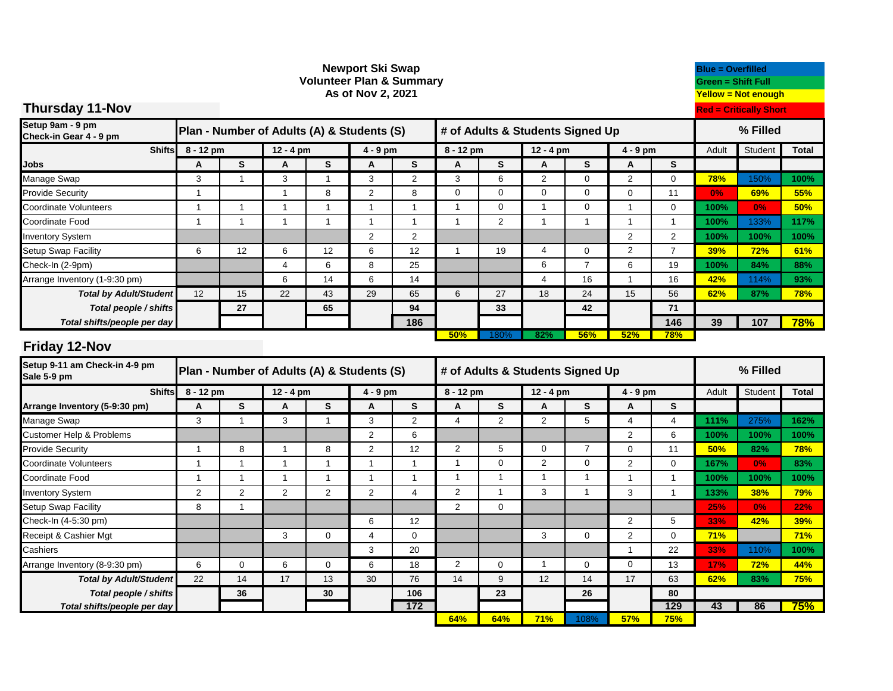# Newport Ski Swap
## Volunteer Plan & Summary
### As of Nov 2, 2021

**Blue = Overfilled**
**Green = Shift Full**
**Yellow = Not enough**
**Red = Critically Short**

## Thursday 11-Nov

| Setup 9am - 9 pm Check-in Gear 4 - 9 pm | Plan - Number of Adults (A) & Students (S) | | | | | | # of Adults & Students Signed Up | | | | | | % Filled | | |
|---|---|---|---|---|---|---|---|---|---|---|---|---|---|---|---|
| **Shifts** | 8 - 12 pm | | 12 - 4 pm | | 4 - 9 pm | | 8 - 12 pm | | 12 - 4 pm | | 4 - 9 pm | | Adult | Student | Total |
| **Jobs** | A | S | A | S | A | S | A | S | A | S | A | S | | | |
| Manage Swap | 3 | 1 | 3 | 1 | 3 | 2 | 3 | 6 | 2 | 0 | 2 | 0 | 78% | 150% | 100% |
| Provide Security | 1 | | 1 | 8 | 2 | 8 | 0 | 0 | 0 | 0 | 0 | 11 | 0% | 69% | 55% |
| Coordinate Volunteers | 1 | 1 | 1 | 1 | 1 | 1 | 1 | 0 | 1 | 0 | 1 | 0 | 100% | 0% | 50% |
| Coordinate Food | 1 | 1 | 1 | 1 | 1 | 1 | 1 | 2 | 1 | 1 | 1 | 1 | 100% | 133% | 117% |
| Inventory System | | | | | 2 | 2 | | | | | 2 | 2 | 100% | 100% | 100% |
| Setup Swap Facility | 6 | 12 | 6 | 12 | 6 | 12 | 1 | 19 | 4 | 0 | 2 | 7 | 39% | 72% | 61% |
| Check-In (2-9pm) | | | 4 | 6 | 8 | 25 | | | 6 | 7 | 6 | 19 | 100% | 84% | 88% |
| Arrange Inventory (1-9:30 pm) | | | 6 | 14 | 6 | 14 | | | 4 | 16 | 1 | 16 | 42% | 114% | 93% |
| ***Total by Adult/Student*** | 12 | 15 | 22 | 43 | 29 | 65 | 6 | 27 | 18 | 24 | 15 | 56 | 62% | 87% | 78% |
| ***Total people / shifts*** | | 27 | | 65 | | 94 | | 33 | | 42 | | 71 | | | |
| ***Total shifts/people per day*** | | | | | | 186 | | | | | | 146 | 39 | 107 | 78% |
| | | | | | | | 50% | 180% | 82% | 56% | 52% | 78% | | | |

## Friday 12-Nov

| Setup 9-11 am Check-in 4-9 pm Sale 5-9 pm | Plan - Number of Adults (A) & Students (S) | | | | | | # of Adults & Students Signed Up | | | | | | % Filled | | |
|---|---|---|---|---|---|---|---|---|---|---|---|---|---|---|---|
| **Shifts** | 8 - 12 pm | | 12 - 4 pm | | 4 - 9 pm | | 8 - 12 pm | | 12 - 4 pm | | 4 - 9 pm | | Adult | Student | Total |
| **Arrange Inventory (5-9:30 pm)** | A | S | A | S | A | S | A | S | A | S | A | S | | | |
| Manage Swap | 3 | 1 | 3 | 1 | 3 | 2 | 4 | 2 | 2 | 5 | 4 | 4 | 111% | 275% | 162% |
| Customer Help & Problems | | | | | 2 | 6 | | | | | 2 | 6 | 100% | 100% | 100% |
| Provide Security | 1 | 8 | 1 | 8 | 2 | 12 | 2 | 5 | 0 | 7 | 0 | 11 | 50% | 82% | 78% |
| Coordinate Volunteers | 1 | 1 | 1 | 1 | 1 | 1 | 1 | 0 | 2 | 0 | 2 | 0 | 167% | 0% | 83% |
| Coordinate Food | 1 | 1 | 1 | 1 | 1 | 1 | 1 | 1 | 1 | 1 | 1 | 1 | 100% | 100% | 100% |
| Inventory System | 2 | 2 | 2 | 2 | 2 | 4 | 2 | 1 | 3 | 1 | 3 | 1 | 133% | 38% | 79% |
| Setup Swap Facility | 8 | 1 | | | | | 2 | 0 | | | | | 25% | 0% | 22% |
| Check-In (4-5:30 pm) | | | | | 6 | 12 | | | | | 2 | 5 | 33% | 42% | 39% |
| Receipt & Cashier Mgt | | | 3 | 0 | 4 | 0 | | | 3 | 0 | 2 | 0 | 71% | | 71% |
| Cashiers | | | | | 3 | 20 | | | | | 1 | 22 | 33% | 110% | 100% |
| Arrange Inventory (8-9:30 pm) | 6 | 0 | 6 | 0 | 6 | 18 | 2 | 0 | 1 | 0 | 0 | 13 | 17% | 72% | 44% |
| ***Total by Adult/Student*** | 22 | 14 | 17 | 13 | 30 | 76 | 14 | 9 | 12 | 14 | 17 | 63 | 62% | 83% | 75% |
| ***Total people / shifts*** | | 36 | | 30 | | 106 | | 23 | | 26 | | 80 | | | |
| ***Total shifts/people per day*** | | | | | | 172 | | | | | | 129 | 43 | 86 | 75% |
| | | | | | | | 64% | 64% | 71% | 108% | 57% | 75% | | | |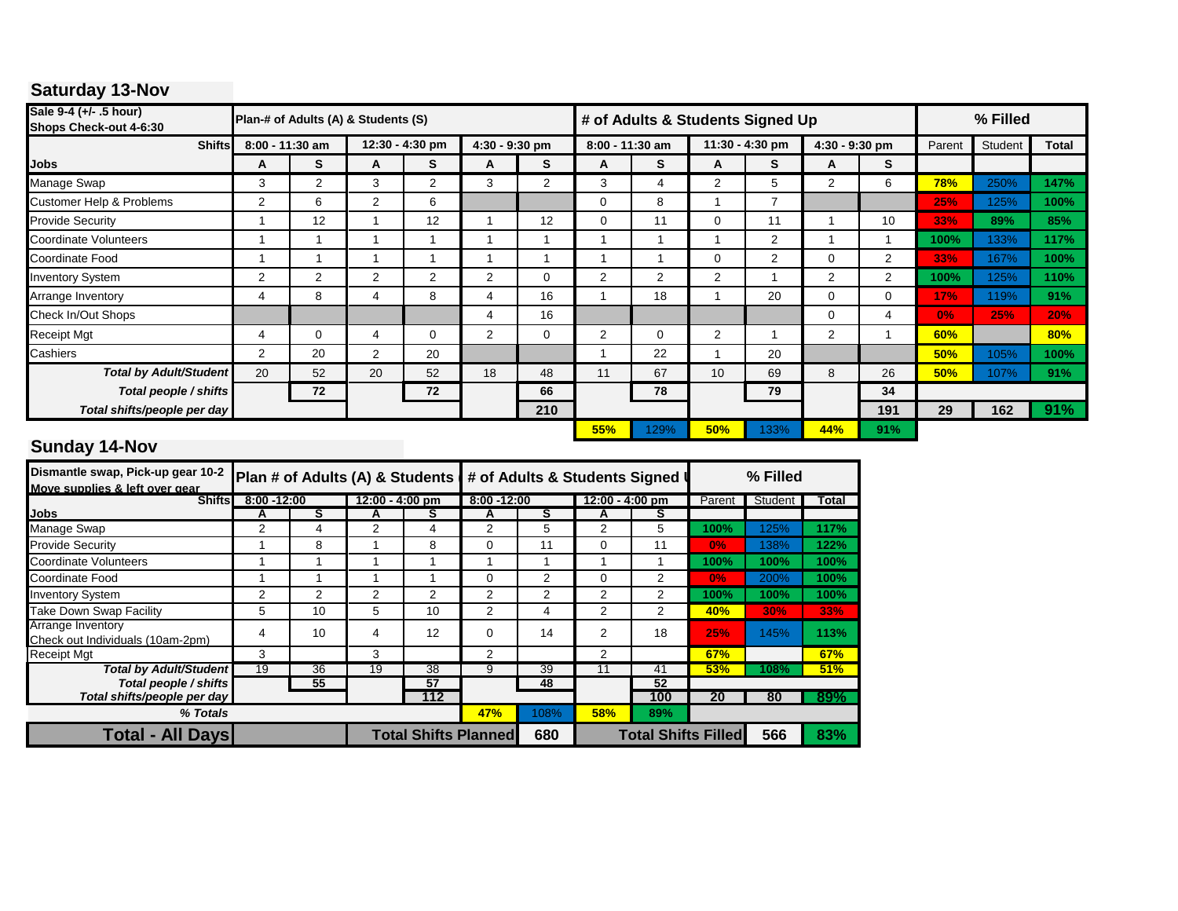## Saturday 13-Nov

| Sale 9-4 (+/- .5 hour) Shops Check-out 4-6:30 | Plan-# of Adults (A) & Students (S) | | | | | | # of Adults & Students Signed Up | | | | | | % Filled | | |
|---|---|---|---|---|---|---|---|---|---|---|---|---|---|---|---|
| **Shifts** | 8:00 - 11:30 am | | 12:30 - 4:30 pm | | 4:30 - 9:30 pm | | 8:00 - 11:30 am | | 11:30 - 4:30 pm | | 4:30 - 9:30 pm | | Parent | Student | Total |
| **Jobs** | A | S | A | S | A | S | A | S | A | S | A | S | | | |
| Manage Swap | 3 | 2 | 3 | 2 | 3 | 2 | 3 | 4 | 2 | 5 | 2 | 6 | 78% | 250% | 147% |
| Customer Help & Problems | 2 | 6 | 2 | 6 | | | 0 | 8 | 1 | 7 | | | 25% | 125% | 100% |
| Provide Security | 1 | 12 | 1 | 12 | 1 | 12 | 0 | 11 | 0 | 11 | 1 | 10 | 33% | 89% | 85% |
| Coordinate Volunteers | 1 | 1 | 1 | 1 | 1 | 1 | 1 | 1 | 1 | 2 | 1 | 1 | 100% | 133% | 117% |
| Coordinate Food | 1 | 1 | 1 | 1 | 1 | 1 | 1 | 1 | 0 | 2 | 0 | 2 | 33% | 167% | 100% |
| Inventory System | 2 | 2 | 2 | 2 | 2 | 0 | 2 | 2 | 2 | 1 | 2 | 2 | 100% | 125% | 110% |
| Arrange Inventory | 4 | 8 | 4 | 8 | 4 | 16 | 1 | 18 | 1 | 20 | 0 | 0 | 17% | 119% | 91% |
| Check In/Out Shops | | | | | 4 | 16 | | | | | 0 | 4 | 0% | 25% | 20% |
| Receipt Mgt | 4 | 0 | 4 | 0 | 2 | 0 | 2 | 0 | 2 | 1 | 2 | 1 | 60% | | 80% |
| Cashiers | 2 | 20 | 2 | 20 | | | 1 | 22 | 1 | 20 | | | 50% | 105% | 100% |
| ***Total by Adult/Student*** | 20 | 52 | 20 | 52 | 18 | 48 | 11 | 67 | 10 | 69 | 8 | 26 | 50% | 107% | 91% |
| ***Total people / shifts*** | | **72** | | **72** | | **66** | | **78** | | **79** | | **34** | | | |
| ***Total shifts/people per day*** | | | | | | **210** | | | | | | **191** | **29** | **162** | **91%** |
| | | | | | | | **55%** | 129% | **50%** | 133% | **44%** | 91% | | | |

## Sunday 14-Nov

| Dismantle swap, Pick-up gear 10-2 Move supplies & left over gear | Plan # of Adults (A) & Students | | | | # of Adults & Students Signed U | | | | % Filled | | |
|---|---|---|---|---|---|---|---|---|---|---|---|
| **Shifts** | 8:00 -12:00 | | 12:00 - 4:00 pm | | 8:00 -12:00 | | 12:00 - 4:00 pm | | Parent | Student | Total |
| **Jobs** | A | S | A | S | A | S | A | S | | | |
| Manage Swap | 2 | 4 | 2 | 4 | 2 | 5 | 2 | 5 | 100% | 125% | 117% |
| Provide Security | 1 | 8 | 1 | 8 | 0 | 11 | 0 | 11 | 0% | 138% | 122% |
| Coordinate Volunteers | 1 | 1 | 1 | 1 | 1 | 1 | 1 | 1 | 100% | 100% | 100% |
| Coordinate Food | 1 | 1 | 1 | 1 | 0 | 2 | 0 | 2 | 0% | 200% | 100% |
| Inventory System | 2 | 2 | 2 | 2 | 2 | 2 | 2 | 2 | 100% | 100% | 100% |
| Take Down Swap Facility | 5 | 10 | 5 | 10 | 2 | 4 | 2 | 2 | 40% | 30% | 33% |
| Arrange Inventory Check out Individuals (10am-2pm) | 4 | 10 | 4 | 12 | 0 | 14 | 2 | 18 | 25% | 145% | 113% |
| Receipt Mgt | 3 | | 3 | | 2 | | 2 | | 67% | | 67% |
| ***Total by Adult/Student*** | 19 | 36 | 19 | 38 | 9 | 39 | 11 | 41 | 53% | 108% | 51% |
| ***Total people / shifts*** | | **55** | | **57** | | **48** | | **52** | | | |
| ***Total shifts/people per day*** | | | | **112** | | | | **100** | **20** | **80** | **89%** |
| ***% Totals*** | | | | | **47%** | 108% | **58%** | **89%** | | | |
| **Total - All Days** | | | **Total Shifts Planned** | | **680** | | **Total Shifts Filled** | | **566** | | **83%** |